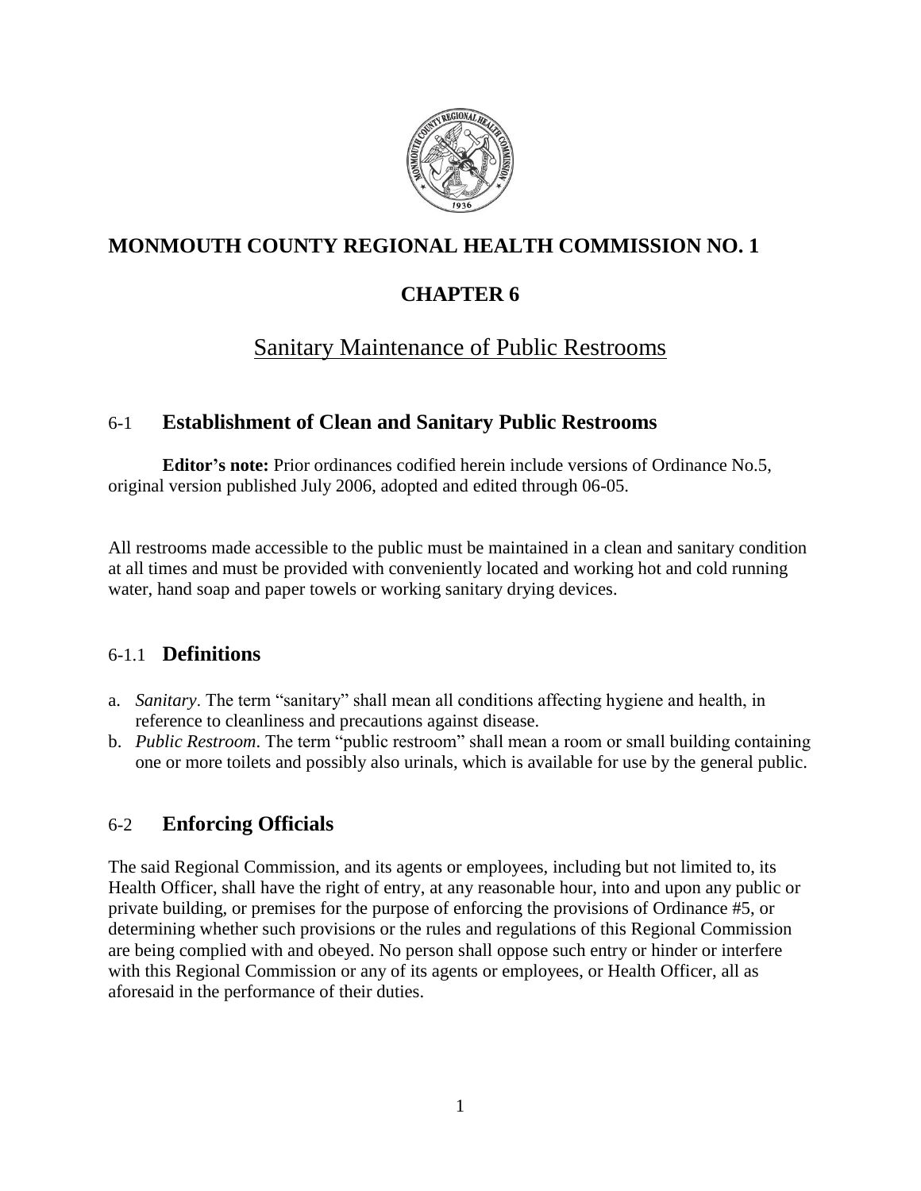# MONMOUTH COUNTY REGIONAL HEALTH COMMISSION NO. 1

# CHAPTER 6

## Sanitary Maintenance of Public Restrooms

## 6-1 Establishment of Clean and Sanitary Public Restrooms

**Editor's note:** Prior ordinances codified herein include versions of Ordinance No.5, original version published July 2006, adopted and edited through 06-05.

All restrooms made accessible to the public must be maintained in a clean and sanitary condition at all times and must be provided with conveniently located and working hot and cold running water, hand soap and paper towels or working sanitary drying devices.

### 6-1.1 Definitions

a. *Sanitary*. The term "sanitary" shall mean all conditions affecting hygiene and health, in reference to cleanliness and precautions against disease.
b. *Public Restroom*. The term "public restroom" shall mean a room or small building containing one or more toilets and possibly also urinals, which is available for use by the general public.

## 6-2 Enforcing Officials

The said Regional Commission, and its agents or employees, including but not limited to, its Health Officer, shall have the right of entry, at any reasonable hour, into and upon any public or private building, or premises for the purpose of enforcing the provisions of Ordinance #5, or determining whether such provisions or the rules and regulations of this Regional Commission are being complied with and obeyed. No person shall oppose such entry or hinder or interfere with this Regional Commission or any of its agents or employees, or Health Officer, all as aforesaid in the performance of their duties.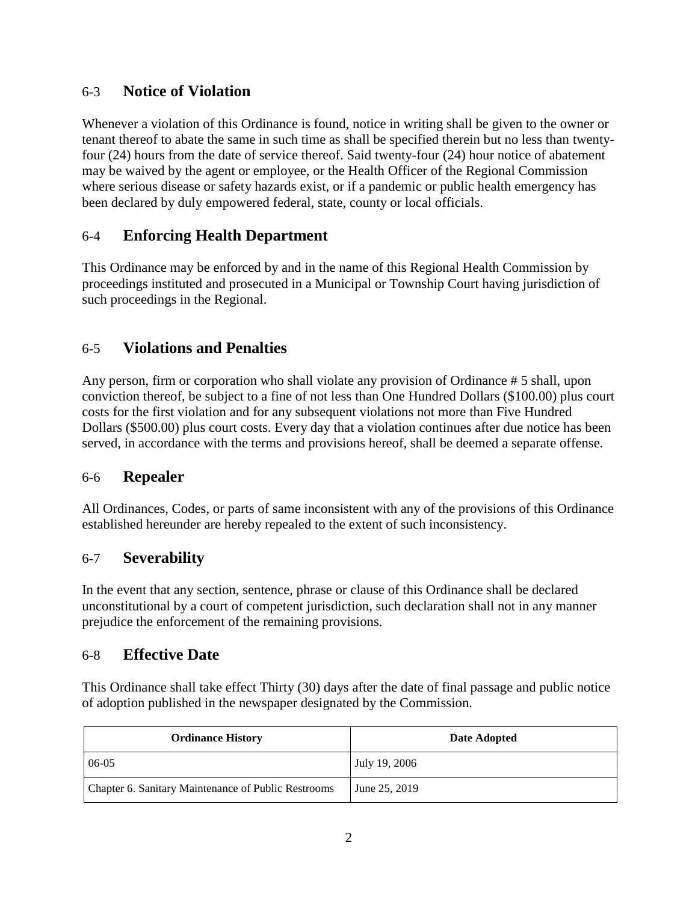## 6-3 Notice of Violation

Whenever a violation of this Ordinance is found, notice in writing shall be given to the owner or tenant thereof to abate the same in such time as shall be specified therein but no less than twenty-four (24) hours from the date of service thereof. Said twenty-four (24) hour notice of abatement may be waived by the agent or employee, or the Health Officer of the Regional Commission where serious disease or safety hazards exist, or if a pandemic or public health emergency has been declared by duly empowered federal, state, county or local officials.

## 6-4 Enforcing Health Department

This Ordinance may be enforced by and in the name of this Regional Health Commission by proceedings instituted and prosecuted in a Municipal or Township Court having jurisdiction of such proceedings in the Regional.

## 6-5 Violations and Penalties

Any person, firm or corporation who shall violate any provision of Ordinance # 5 shall, upon conviction thereof, be subject to a fine of not less than One Hundred Dollars ($100.00) plus court costs for the first violation and for any subsequent violations not more than Five Hundred Dollars ($500.00) plus court costs. Every day that a violation continues after due notice has been served, in accordance with the terms and provisions hereof, shall be deemed a separate offense.

## 6-6 Repealer

All Ordinances, Codes, or parts of same inconsistent with any of the provisions of this Ordinance established hereunder are hereby repealed to the extent of such inconsistency.

## 6-7 Severability

In the event that any section, sentence, phrase or clause of this Ordinance shall be declared unconstitutional by a court of competent jurisdiction, such declaration shall not in any manner prejudice the enforcement of the remaining provisions.

## 6-8 Effective Date

This Ordinance shall take effect Thirty (30) days after the date of final passage and public notice of adoption published in the newspaper designated by the Commission.

| Ordinance History | Date Adopted |
|---|---|
| 06-05 | July 19, 2006 |
| Chapter 6. Sanitary Maintenance of Public Restrooms | June 25, 2019 |